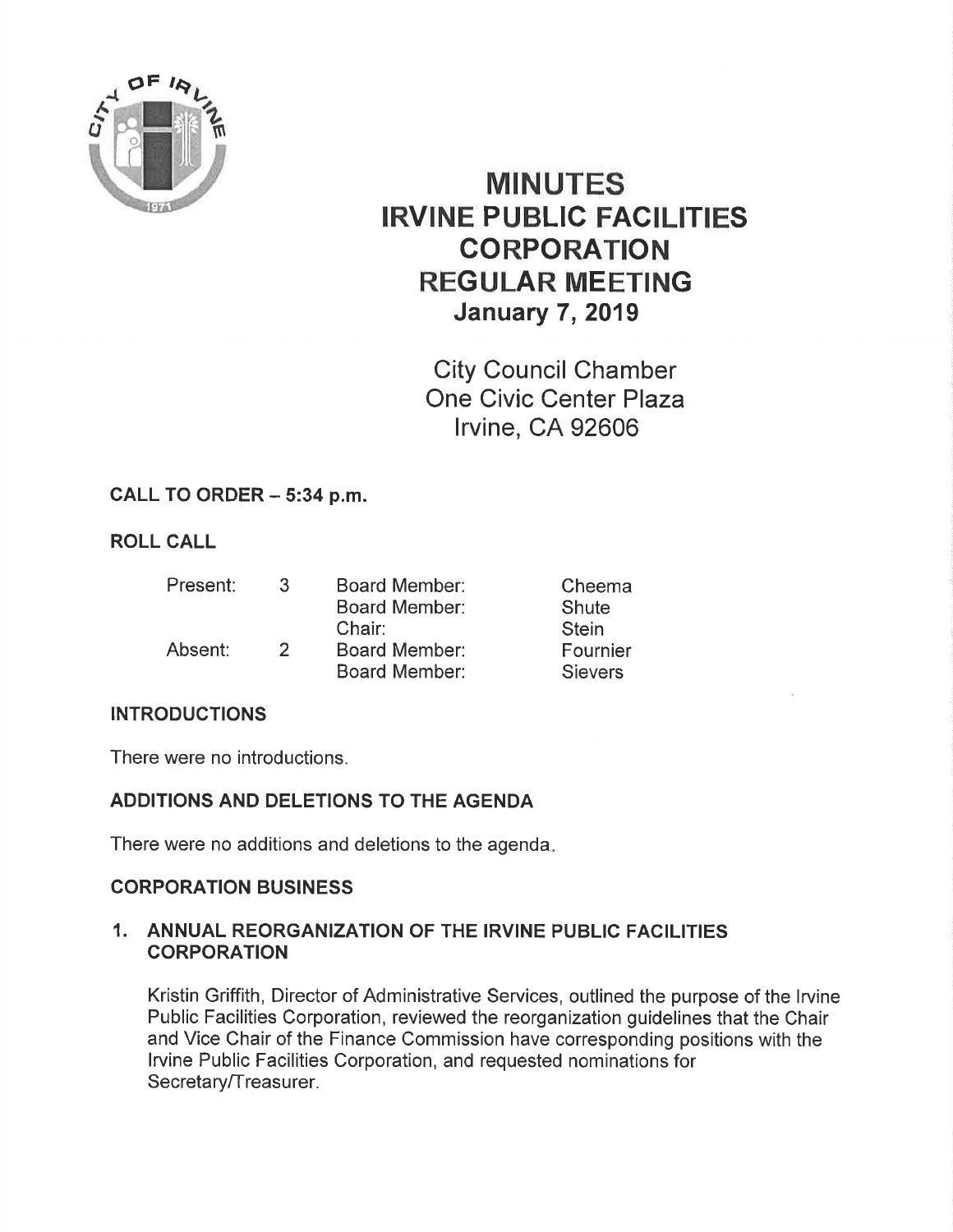# MINUTES
# IRVINE PUBLIC FACILITIES CORPORATION
# REGULAR MEETING
## January 7, 2019

City Council Chamber
One Civic Center Plaza
Irvine, CA 92606

**CALL TO ORDER – 5:34 p.m.**

**ROLL CALL**

| | | | |
|---|---|---|---|
| Present: | 3 | Board Member: | Cheema |
| | | Board Member: | Shute |
| | | Chair: | Stein |
| Absent: | 2 | Board Member: | Fournier |
| | | Board Member: | Sievers |

**INTRODUCTIONS**

There were no introductions.

**ADDITIONS AND DELETIONS TO THE AGENDA**

There were no additions and deletions to the agenda.

**CORPORATION BUSINESS**

**1. ANNUAL REORGANIZATION OF THE IRVINE PUBLIC FACILITIES CORPORATION**

Kristin Griffith, Director of Administrative Services, outlined the purpose of the Irvine Public Facilities Corporation, reviewed the reorganization guidelines that the Chair and Vice Chair of the Finance Commission have corresponding positions with the Irvine Public Facilities Corporation, and requested nominations for Secretary/Treasurer.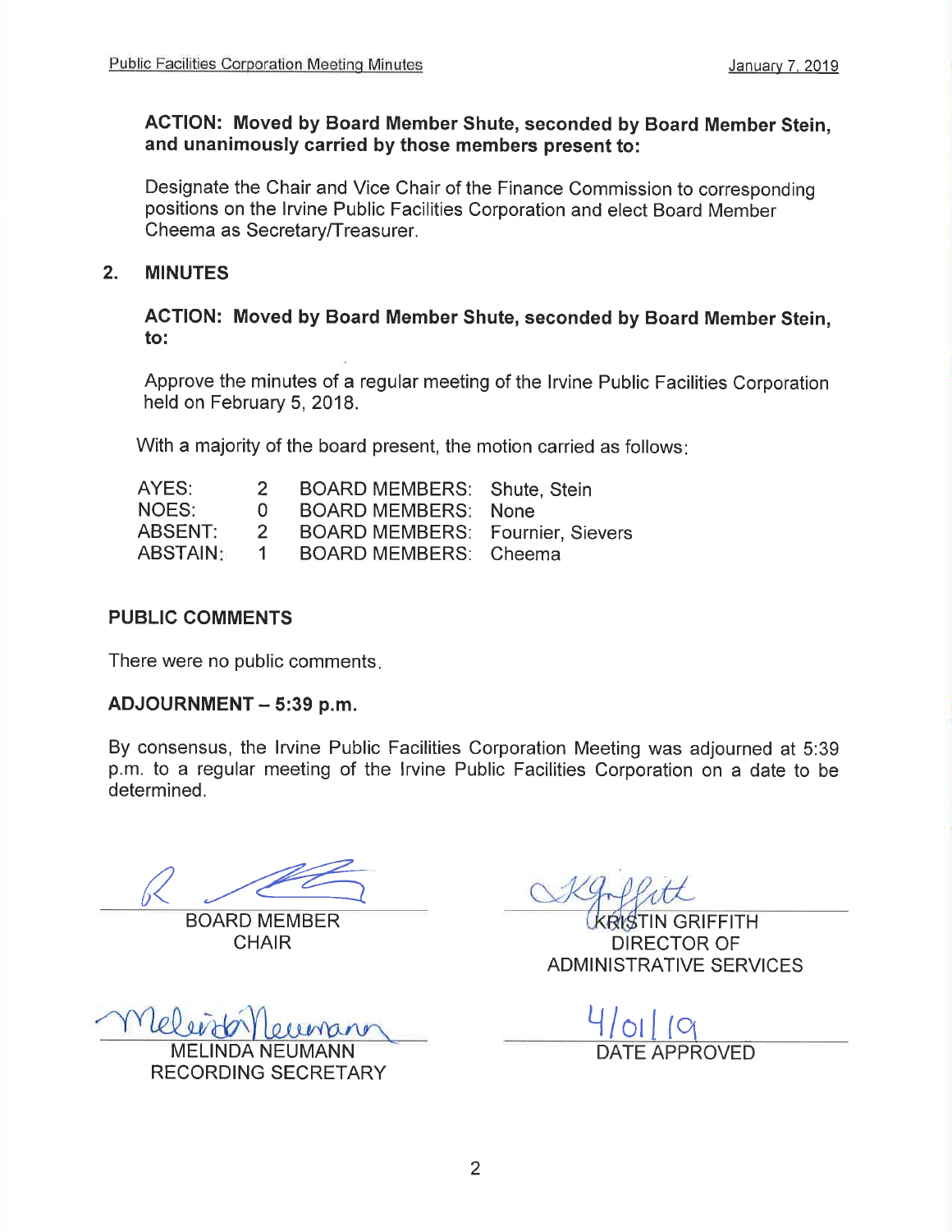**ACTION: Moved by Board Member Shute, seconded by Board Member Stein, and unanimously carried by those members present to:**

Designate the Chair and Vice Chair of the Finance Commission to corresponding positions on the Irvine Public Facilities Corporation and elect Board Member Cheema as Secretary/Treasurer.

## 2. MINUTES

**ACTION: Moved by Board Member Shute, seconded by Board Member Stein, to:**

Approve the minutes of a regular meeting of the Irvine Public Facilities Corporation held on February 5, 2018.

With a majority of the board present, the motion carried as follows:

| | | | |
|---|---|---|---|
| AYES: | 2 | BOARD MEMBERS: | Shute, Stein |
| NOES: | 0 | BOARD MEMBERS: | None |
| ABSENT: | 2 | BOARD MEMBERS: | Fournier, Sievers |
| ABSTAIN: | 1 | BOARD MEMBERS: | Cheema |

## PUBLIC COMMENTS

There were no public comments.

## ADJOURNMENT – 5:39 p.m.

By consensus, the Irvine Public Facilities Corporation Meeting was adjourned at 5:39 p.m. to a regular meeting of the Irvine Public Facilities Corporation on a date to be determined.

BOARD MEMBER
CHAIR

KRISTIN GRIFFITH
DIRECTOR OF
ADMINISTRATIVE SERVICES

MELINDA NEUMANN
RECORDING SECRETARY

4/01/19
DATE APPROVED